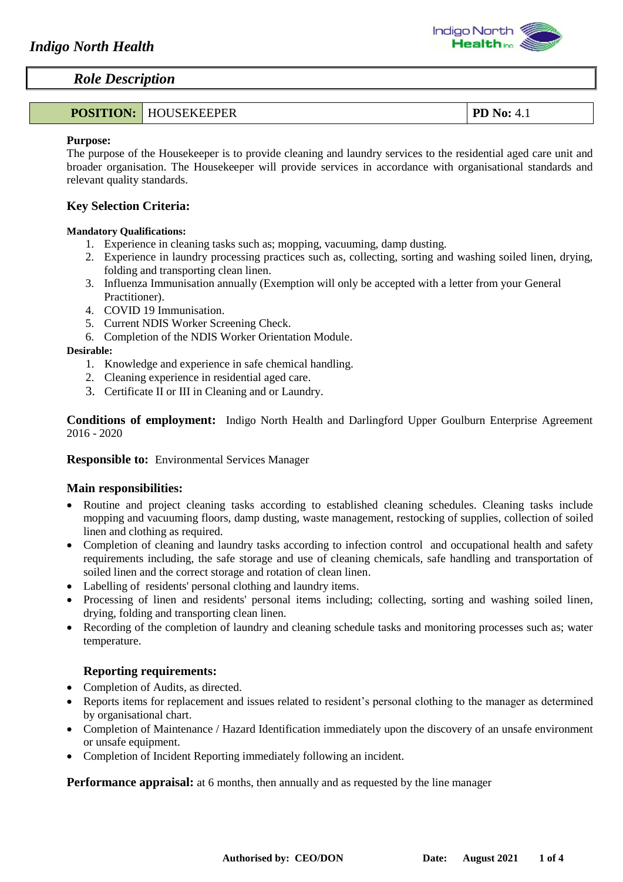# Indigo North Health

## Role Description

| POSITION: | HOUSEKEEPER | PD No: 4.1 |
|---|---|---|

**Purpose:**
The purpose of the Housekeeper is to provide cleaning and laundry services to the residential aged care unit and broader organisation. The Housekeeper will provide services in accordance with organisational standards and relevant quality standards.

### Key Selection Criteria:

**Mandatory Qualifications:**

1. Experience in cleaning tasks such as; mopping, vacuuming, damp dusting.
2. Experience in laundry processing practices such as, collecting, sorting and washing soiled linen, drying, folding and transporting clean linen.
3. Influenza Immunisation annually (Exemption will only be accepted with a letter from your General Practitioner).
4. COVID 19 Immunisation.
5. Current NDIS Worker Screening Check.
6. Completion of the NDIS Worker Orientation Module.

**Desirable:**

1. Knowledge and experience in safe chemical handling.
2. Cleaning experience in residential aged care.
3. Certificate II or III in Cleaning and or Laundry.

**Conditions of employment:** Indigo North Health and Darlingford Upper Goulburn Enterprise Agreement 2016 - 2020

**Responsible to:** Environmental Services Manager

### Main responsibilities:

- Routine and project cleaning tasks according to established cleaning schedules. Cleaning tasks include mopping and vacuuming floors, damp dusting, waste management, restocking of supplies, collection of soiled linen and clothing as required.
- Completion of cleaning and laundry tasks according to infection control and occupational health and safety requirements including, the safe storage and use of cleaning chemicals, safe handling and transportation of soiled linen and the correct storage and rotation of clean linen.
- Labelling of residents' personal clothing and laundry items.
- Processing of linen and residents' personal items including; collecting, sorting and washing soiled linen, drying, folding and transporting clean linen.
- Recording of the completion of laundry and cleaning schedule tasks and monitoring processes such as; water temperature.

### Reporting requirements:

- Completion of Audits, as directed.
- Reports items for replacement and issues related to resident's personal clothing to the manager as determined by organisational chart.
- Completion of Maintenance / Hazard Identification immediately upon the discovery of an unsafe environment or unsafe equipment.
- Completion of Incident Reporting immediately following an incident.

**Performance appraisal:** at 6 months, then annually and as requested by the line manager

**Authorised by: CEO/DON** **Date: August 2021**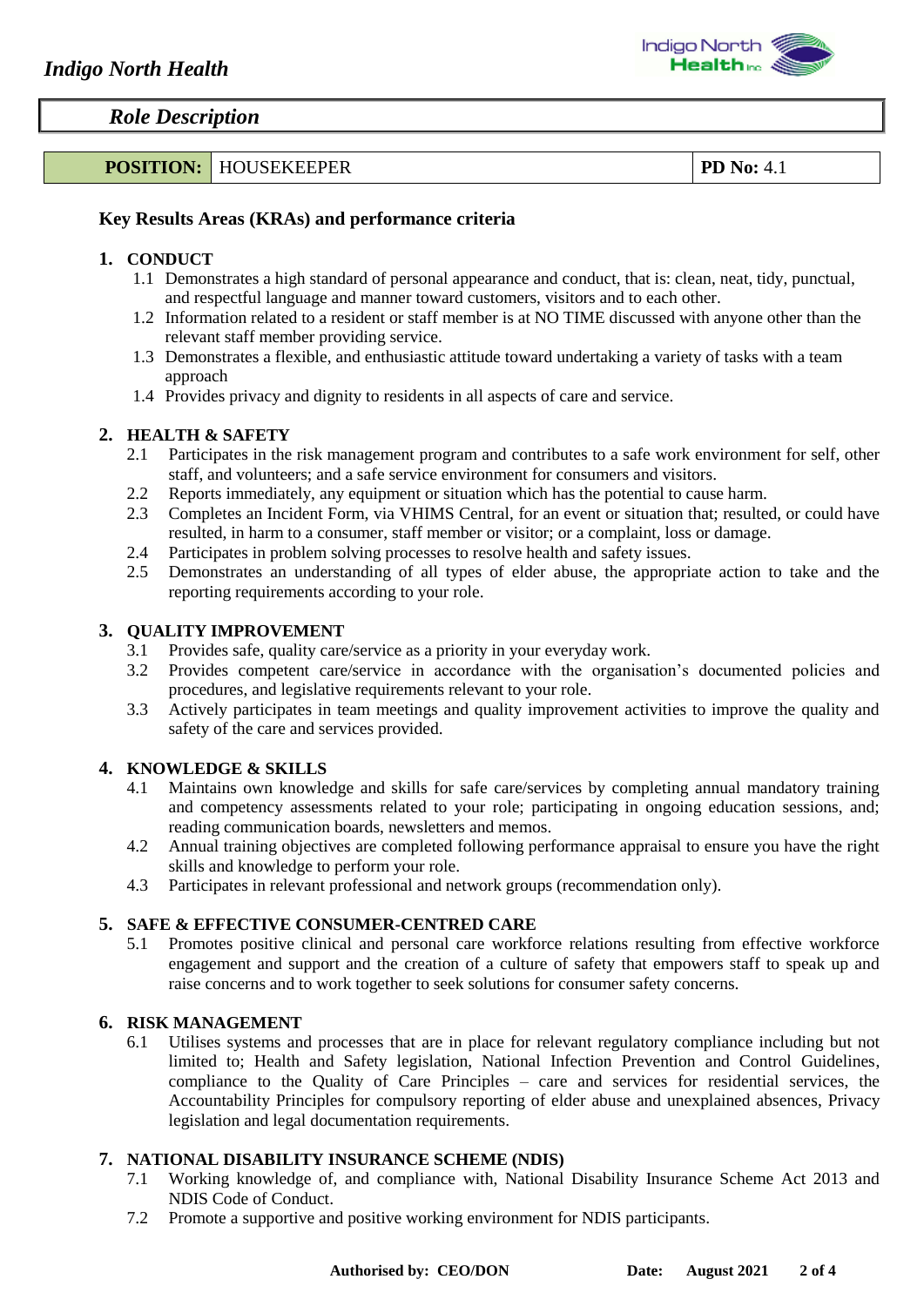## Role Description

| **POSITION:** | HOUSEKEEPER | **PD No:** 4.1 |
|---|---|---|

### Key Results Areas (KRAs) and performance criteria

**1. CONDUCT**

- 1.1 Demonstrates a high standard of personal appearance and conduct, that is: clean, neat, tidy, punctual, and respectful language and manner toward customers, visitors and to each other.
- 1.2 Information related to a resident or staff member is at NO TIME discussed with anyone other than the relevant staff member providing service.
- 1.3 Demonstrates a flexible, and enthusiastic attitude toward undertaking a variety of tasks with a team approach
- 1.4 Provides privacy and dignity to residents in all aspects of care and service.

**2. HEALTH & SAFETY**

- 2.1 Participates in the risk management program and contributes to a safe work environment for self, other staff, and volunteers; and a safe service environment for consumers and visitors.
- 2.2 Reports immediately, any equipment or situation which has the potential to cause harm.
- 2.3 Completes an Incident Form, via VHIMS Central, for an event or situation that; resulted, or could have resulted, in harm to a consumer, staff member or visitor; or a complaint, loss or damage.
- 2.4 Participates in problem solving processes to resolve health and safety issues.
- 2.5 Demonstrates an understanding of all types of elder abuse, the appropriate action to take and the reporting requirements according to your role.

**3. QUALITY IMPROVEMENT**

- 3.1 Provides safe, quality care/service as a priority in your everyday work.
- 3.2 Provides competent care/service in accordance with the organisation's documented policies and procedures, and legislative requirements relevant to your role.
- 3.3 Actively participates in team meetings and quality improvement activities to improve the quality and safety of the care and services provided.

**4. KNOWLEDGE & SKILLS**

- 4.1 Maintains own knowledge and skills for safe care/services by completing annual mandatory training and competency assessments related to your role; participating in ongoing education sessions, and; reading communication boards, newsletters and memos.
- 4.2 Annual training objectives are completed following performance appraisal to ensure you have the right skills and knowledge to perform your role.
- 4.3 Participates in relevant professional and network groups (recommendation only).

**5. SAFE & EFFECTIVE CONSUMER-CENTRED CARE**

- 5.1 Promotes positive clinical and personal care workforce relations resulting from effective workforce engagement and support and the creation of a culture of safety that empowers staff to speak up and raise concerns and to work together to seek solutions for consumer safety concerns.

**6. RISK MANAGEMENT**

- 6.1 Utilises systems and processes that are in place for relevant regulatory compliance including but not limited to; Health and Safety legislation, National Infection Prevention and Control Guidelines, compliance to the Quality of Care Principles – care and services for residential services, the Accountability Principles for compulsory reporting of elder abuse and unexplained absences, Privacy legislation and legal documentation requirements.

**7. NATIONAL DISABILITY INSURANCE SCHEME (NDIS)**

- 7.1 Working knowledge of, and compliance with, National Disability Insurance Scheme Act 2013 and NDIS Code of Conduct.
- 7.2 Promote a supportive and positive working environment for NDIS participants.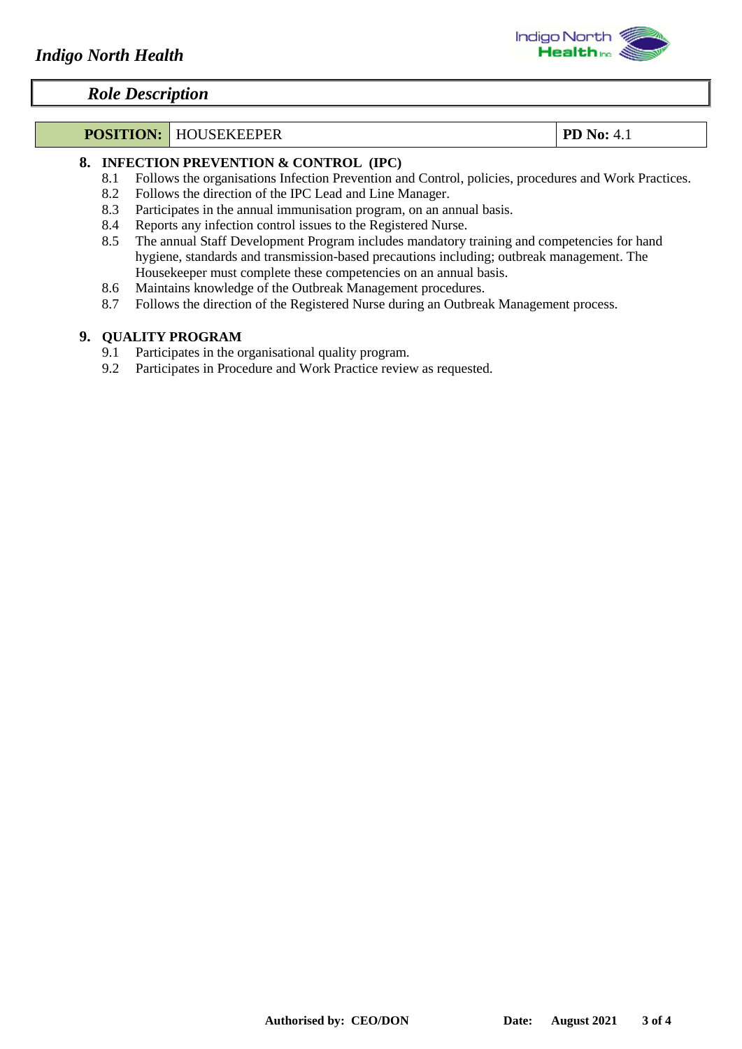| POSITION: | HOUSEKEEPER | PD No: 4.1 |
|---|---|---|

## 8. INFECTION PREVENTION & CONTROL (IPC)

8.1 Follows the organisations Infection Prevention and Control, policies, procedures and Work Practices.
8.2 Follows the direction of the IPC Lead and Line Manager.
8.3 Participates in the annual immunisation program, on an annual basis.
8.4 Reports any infection control issues to the Registered Nurse.
8.5 The annual Staff Development Program includes mandatory training and competencies for hand hygiene, standards and transmission-based precautions including; outbreak management. The Housekeeper must complete these competencies on an annual basis.
8.6 Maintains knowledge of the Outbreak Management procedures.
8.7 Follows the direction of the Registered Nurse during an Outbreak Management process.

## 9. QUALITY PROGRAM

9.1 Participates in the organisational quality program.
9.2 Participates in Procedure and Work Practice review as requested.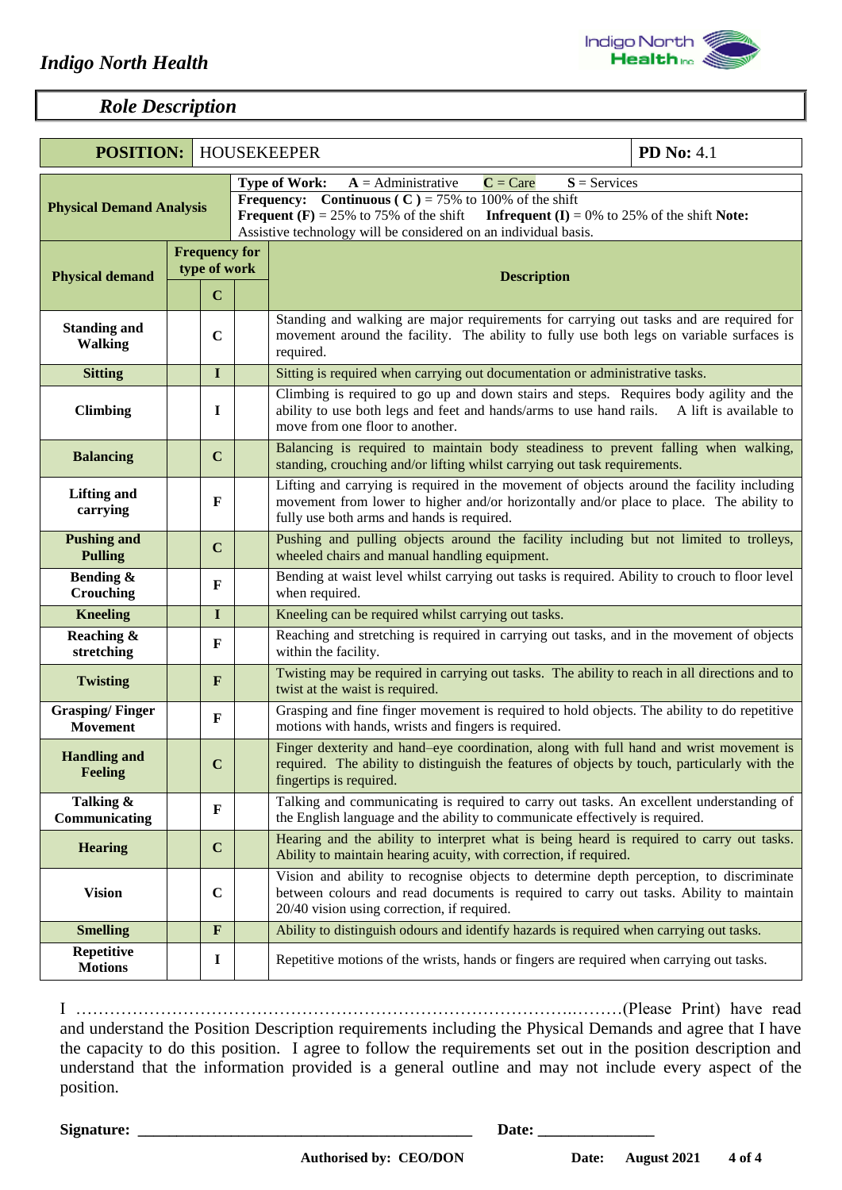*Indigo North Health*

## *Role Description*

| **POSITION:** | HOUSEKEEPER | **PD No:** 4.1 |
|---|---|---|

| **Physical Demand Analysis** | | | | **Type of Work:** **A** = Administrative **C** = Care **S** = Services<br>**Frequency:** **Continuous ( C )** = 75% to 100% of the shift<br>**Frequent (F)** = 25% to 75% of the shift **Infrequent (I)** = 0% to 25% of the shift **Note:** Assistive technology will be considered on an individual basis. |
|---|---|---|---|---|
| **Physical demand** | **Frequency for type of work** | | | **Description** |
| | | **C** | | |
| **Standing and Walking** | | C | | Standing and walking are major requirements for carrying out tasks and are required for movement around the facility. The ability to fully use both legs on variable surfaces is required. |
| **Sitting** | | I | | Sitting is required when carrying out documentation or administrative tasks. |
| **Climbing** | | I | | Climbing is required to go up and down stairs and steps. Requires body agility and the ability to use both legs and feet and hands/arms to use hand rails. A lift is available to move from one floor to another. |
| **Balancing** | | C | | Balancing is required to maintain body steadiness to prevent falling when walking, standing, crouching and/or lifting whilst carrying out task requirements. |
| **Lifting and carrying** | | F | | Lifting and carrying is required in the movement of objects around the facility including movement from lower to higher and/or horizontally and/or place to place. The ability to fully use both arms and hands is required. |
| **Pushing and Pulling** | | C | | Pushing and pulling objects around the facility including but not limited to trolleys, wheeled chairs and manual handling equipment. |
| **Bending & Crouching** | | F | | Bending at waist level whilst carrying out tasks is required. Ability to crouch to floor level when required. |
| **Kneeling** | | I | | Kneeling can be required whilst carrying out tasks. |
| **Reaching & stretching** | | F | | Reaching and stretching is required in carrying out tasks, and in the movement of objects within the facility. |
| **Twisting** | | F | | Twisting may be required in carrying out tasks. The ability to reach in all directions and to twist at the waist is required. |
| **Grasping/ Finger Movement** | | F | | Grasping and fine finger movement is required to hold objects. The ability to do repetitive motions with hands, wrists and fingers is required. |
| **Handling and Feeling** | | C | | Finger dexterity and hand–eye coordination, along with full hand and wrist movement is required. The ability to distinguish the features of objects by touch, particularly with the fingertips is required. |
| **Talking & Communicating** | | F | | Talking and communicating is required to carry out tasks. An excellent understanding of the English language and the ability to communicate effectively is required. |
| **Hearing** | | C | | Hearing and the ability to interpret what is being heard is required to carry out tasks. Ability to maintain hearing acuity, with correction, if required. |
| **Vision** | | C | | Vision and ability to recognise objects to determine depth perception, to discriminate between colours and read documents is required to carry out tasks. Ability to maintain 20/40 vision using correction, if required. |
| **Smelling** | | F | | Ability to distinguish odours and identify hazards is required when carrying out tasks. |
| **Repetitive Motions** | | I | | Repetitive motions of the wrists, hands or fingers are required when carrying out tasks. |

I ………………………………………………………………………………….………(Please Print) have read and understand the Position Description requirements including the Physical Demands and agree that I have the capacity to do this position. I agree to follow the requirements set out in the position description and understand that the information provided is a general outline and may not include every aspect of the position.

**Signature:** ___________________________________________ **Date:** _______________

**Authorised by: CEO/DON** **Date: August 2021**